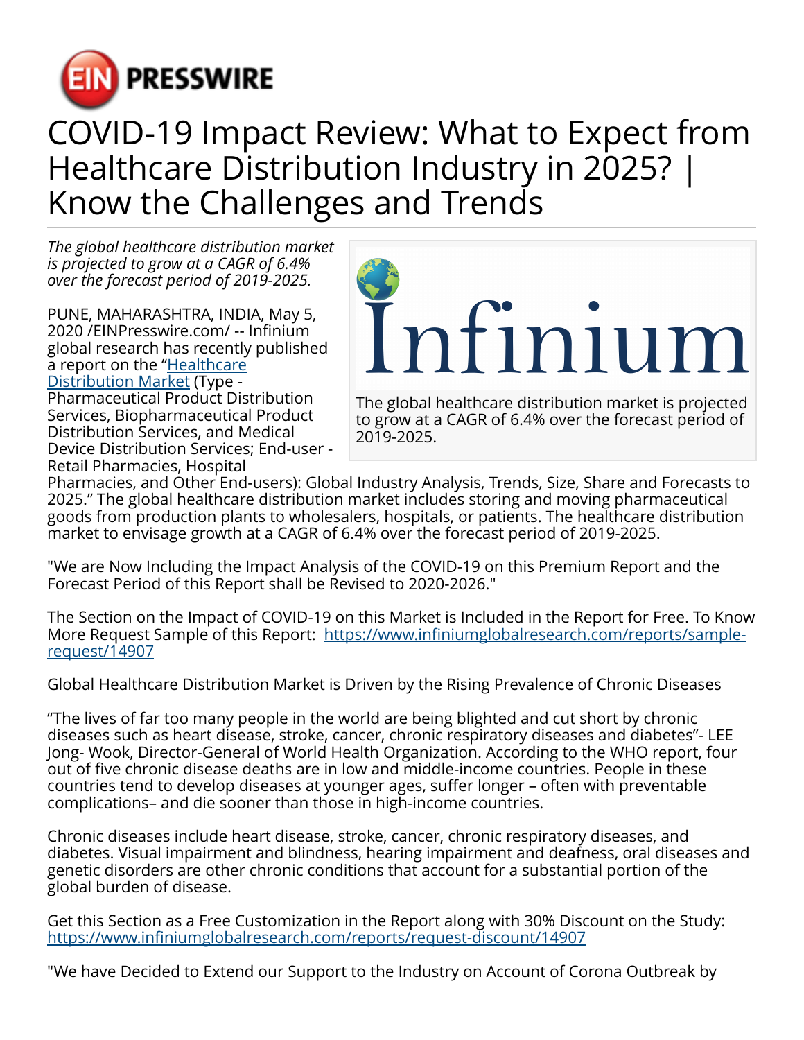# COVID-19 Impact Review: What to Expect from Healthcare Distribution Industry in 2025? | Know the Challenges and Trends

*The global healthcare distribution market is projected to grow at a CAGR of 6.4% over the forecast period of 2019-2025.*

The global healthcare distribution market is projected to grow at a CAGR of 6.4% over the forecast period of 2019-2025.

PUNE, MAHARASHTRA, INDIA, May 5, 2020 /EINPresswire.com/ -- Infinium global research has recently published a report on the "[Healthcare Distribution Market](Healthcare Distribution Market) (Type - Pharmaceutical Product Distribution Services, Biopharmaceutical Product Distribution Services, and Medical Device Distribution Services; End-user - Retail Pharmacies, Hospital Pharmacies, and Other End-users): Global Industry Analysis, Trends, Size, Share and Forecasts to 2025." The global healthcare distribution market includes storing and moving pharmaceutical goods from production plants to wholesalers, hospitals, or patients. The healthcare distribution market to envisage growth at a CAGR of 6.4% over the forecast period of 2019-2025.

"We are Now Including the Impact Analysis of the COVID-19 on this Premium Report and the Forecast Period of this Report shall be Revised to 2020-2026."

The Section on the Impact of COVID-19 on this Market is Included in the Report for Free. To Know More Request Sample of this Report: https://www.infiniumglobalresearch.com/reports/sample-request/14907

Global Healthcare Distribution Market is Driven by the Rising Prevalence of Chronic Diseases

"The lives of far too many people in the world are being blighted and cut short by chronic diseases such as heart disease, stroke, cancer, chronic respiratory diseases and diabetes"- LEE Jong- Wook, Director-General of World Health Organization. According to the WHO report, four out of five chronic disease deaths are in low and middle-income countries. People in these countries tend to develop diseases at younger ages, suffer longer – often with preventable complications– and die sooner than those in high-income countries.

Chronic diseases include heart disease, stroke, cancer, chronic respiratory diseases, and diabetes. Visual impairment and blindness, hearing impairment and deafness, oral diseases and genetic disorders are other chronic conditions that account for a substantial portion of the global burden of disease.

Get this Section as a Free Customization in the Report along with 30% Discount on the Study: https://www.infiniumglobalresearch.com/reports/request-discount/14907

"We have Decided to Extend our Support to the Industry on Account of Corona Outbreak by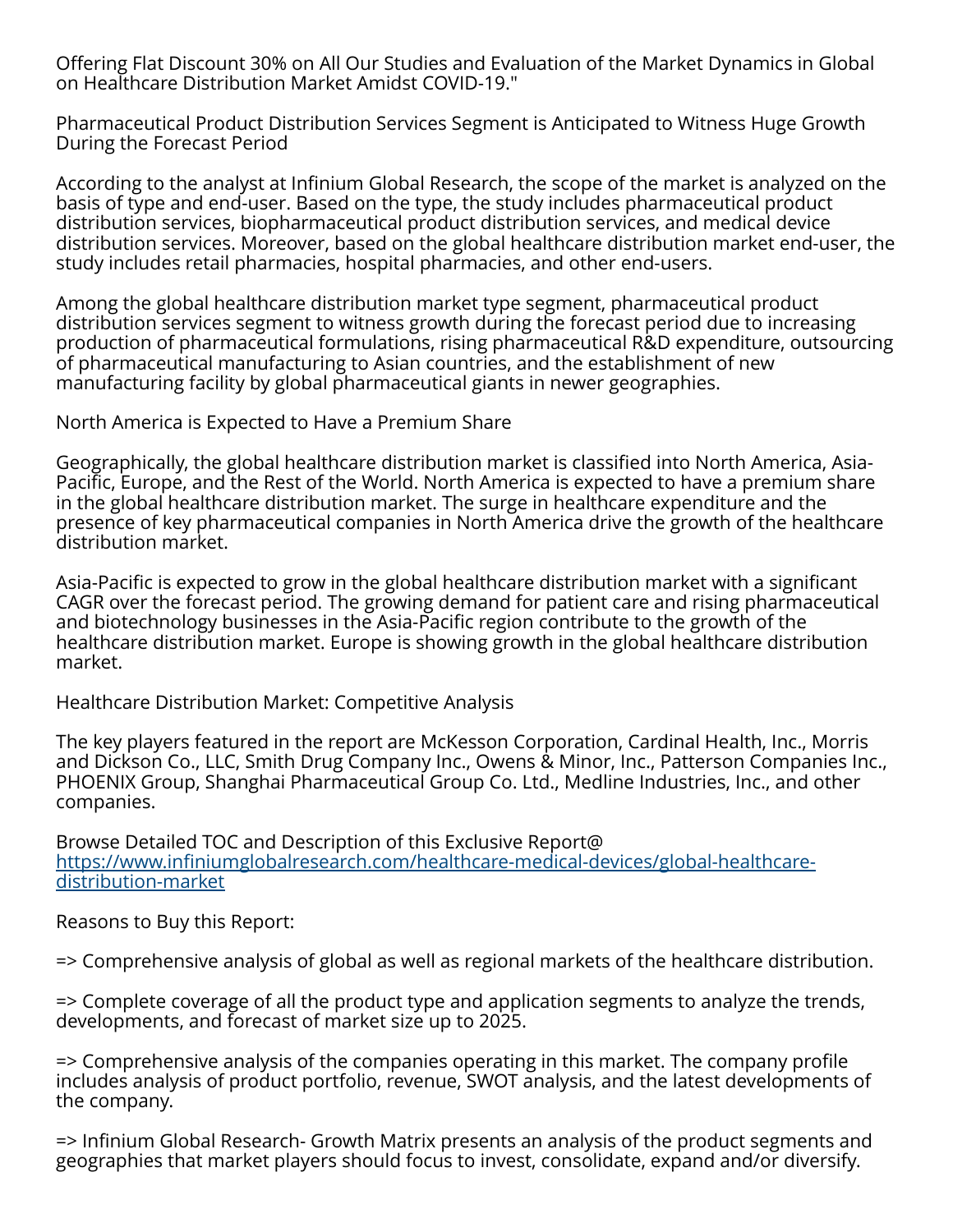Offering Flat Discount 30% on All Our Studies and Evaluation of the Market Dynamics in Global on Healthcare Distribution Market Amidst COVID-19."

Pharmaceutical Product Distribution Services Segment is Anticipated to Witness Huge Growth During the Forecast Period

According to the analyst at Infinium Global Research, the scope of the market is analyzed on the basis of type and end-user. Based on the type, the study includes pharmaceutical product distribution services, biopharmaceutical product distribution services, and medical device distribution services. Moreover, based on the global healthcare distribution market end-user, the study includes retail pharmacies, hospital pharmacies, and other end-users.

Among the global healthcare distribution market type segment, pharmaceutical product distribution services segment to witness growth during the forecast period due to increasing production of pharmaceutical formulations, rising pharmaceutical R&D expenditure, outsourcing of pharmaceutical manufacturing to Asian countries, and the establishment of new manufacturing facility by global pharmaceutical giants in newer geographies.

North America is Expected to Have a Premium Share

Geographically, the global healthcare distribution market is classified into North America, Asia-Pacific, Europe, and the Rest of the World. North America is expected to have a premium share in the global healthcare distribution market. The surge in healthcare expenditure and the presence of key pharmaceutical companies in North America drive the growth of the healthcare distribution market.

Asia-Pacific is expected to grow in the global healthcare distribution market with a significant CAGR over the forecast period. The growing demand for patient care and rising pharmaceutical and biotechnology businesses in the Asia-Pacific region contribute to the growth of the healthcare distribution market. Europe is showing growth in the global healthcare distribution market.

Healthcare Distribution Market: Competitive Analysis

The key players featured in the report are McKesson Corporation, Cardinal Health, Inc., Morris and Dickson Co., LLC, Smith Drug Company Inc., Owens & Minor, Inc., Patterson Companies Inc., PHOENIX Group, Shanghai Pharmaceutical Group Co. Ltd., Medline Industries, Inc., and other companies.

Browse Detailed TOC and Description of this Exclusive Report@ [https://www.infiniumglobalresearch.com/healthcare-medical-devices/global-healthcare-distribution-market](https://www.infiniumglobalresearch.com/healthcare-medical-devices/global-healthcare-distribution-market)

Reasons to Buy this Report:

=> Comprehensive analysis of global as well as regional markets of the healthcare distribution.

=> Complete coverage of all the product type and application segments to analyze the trends, developments, and forecast of market size up to 2025.

=> Comprehensive analysis of the companies operating in this market. The company profile includes analysis of product portfolio, revenue, SWOT analysis, and the latest developments of the company.

=> Infinium Global Research- Growth Matrix presents an analysis of the product segments and geographies that market players should focus to invest, consolidate, expand and/or diversify.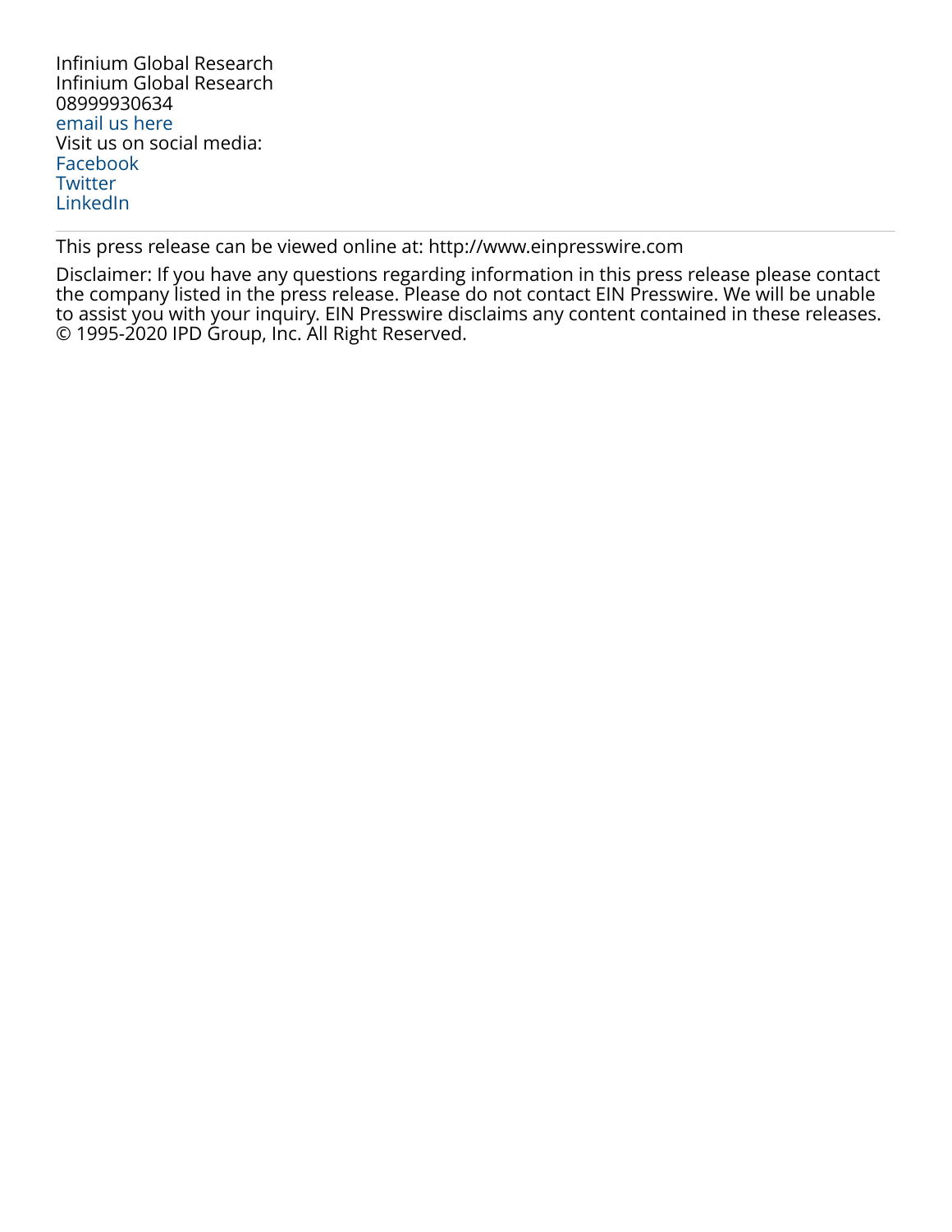Infinium Global Research
Infinium Global Research
08999930634
email us here
Visit us on social media:
Facebook
Twitter
LinkedIn

---

This press release can be viewed online at: http://www.einpresswire.com

Disclaimer: If you have any questions regarding information in this press release please contact the company listed in the press release. Please do not contact EIN Presswire. We will be unable to assist you with your inquiry. EIN Presswire disclaims any content contained in these releases. © 1995-2020 IPD Group, Inc. All Right Reserved.